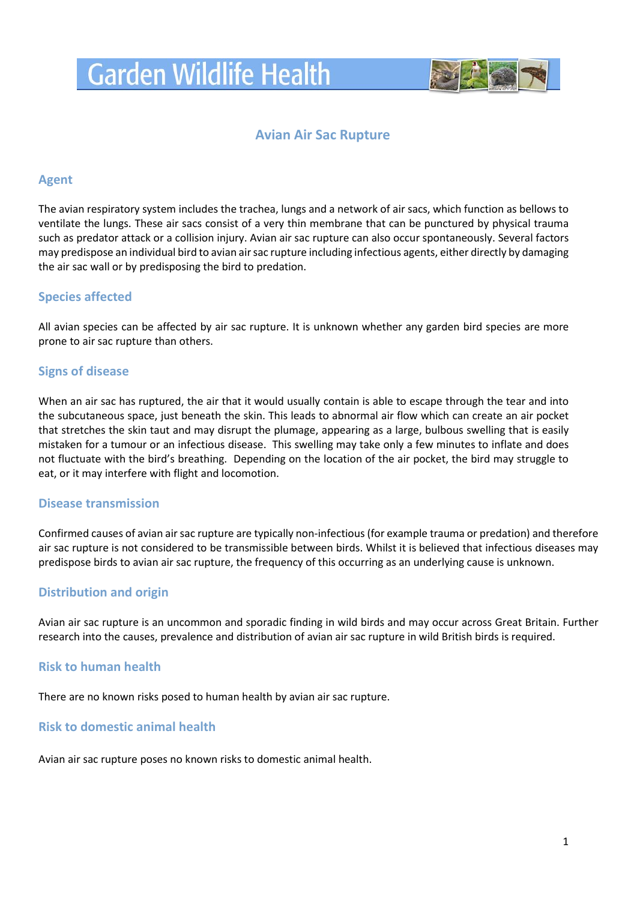# Garden Wildlife Health

## Avian Air Sac Rupture

### Agent

The avian respiratory system includes the trachea, lungs and a network of air sacs, which function as bellows to ventilate the lungs. These air sacs consist of a very thin membrane that can be punctured by physical trauma such as predator attack or a collision injury. Avian air sac rupture can also occur spontaneously. Several factors may predispose an individual bird to avian air sac rupture including infectious agents, either directly by damaging the air sac wall or by predisposing the bird to predation.

### Species affected

All avian species can be affected by air sac rupture. It is unknown whether any garden bird species are more prone to air sac rupture than others.

### Signs of disease

When an air sac has ruptured, the air that it would usually contain is able to escape through the tear and into the subcutaneous space, just beneath the skin. This leads to abnormal air flow which can create an air pocket that stretches the skin taut and may disrupt the plumage, appearing as a large, bulbous swelling that is easily mistaken for a tumour or an infectious disease. This swelling may take only a few minutes to inflate and does not fluctuate with the bird's breathing. Depending on the location of the air pocket, the bird may struggle to eat, or it may interfere with flight and locomotion.

### Disease transmission

Confirmed causes of avian air sac rupture are typically non-infectious (for example trauma or predation) and therefore air sac rupture is not considered to be transmissible between birds. Whilst it is believed that infectious diseases may predispose birds to avian air sac rupture, the frequency of this occurring as an underlying cause is unknown.

### Distribution and origin

Avian air sac rupture is an uncommon and sporadic finding in wild birds and may occur across Great Britain. Further research into the causes, prevalence and distribution of avian air sac rupture in wild British birds is required.

### Risk to human health

There are no known risks posed to human health by avian air sac rupture.

### Risk to domestic animal health

Avian air sac rupture poses no known risks to domestic animal health.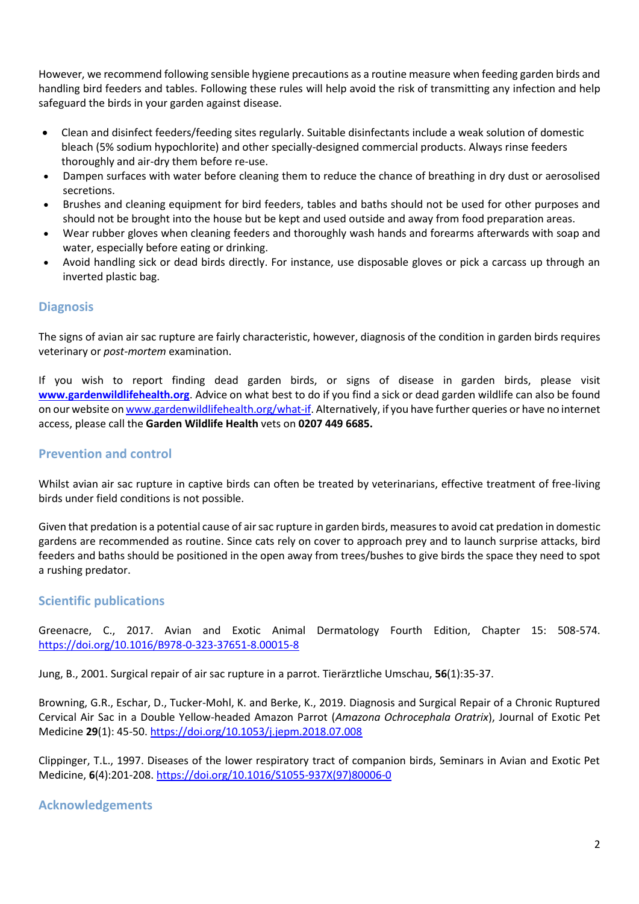However, we recommend following sensible hygiene precautions as a routine measure when feeding garden birds and handling bird feeders and tables. Following these rules will help avoid the risk of transmitting any infection and help safeguard the birds in your garden against disease.

- Clean and disinfect feeders/feeding sites regularly. Suitable disinfectants include a weak solution of domestic bleach (5% sodium hypochlorite) and other specially-designed commercial products. Always rinse feeders thoroughly and air-dry them before re-use.
- Dampen surfaces with water before cleaning them to reduce the chance of breathing in dry dust or aerosolised secretions.
- Brushes and cleaning equipment for bird feeders, tables and baths should not be used for other purposes and should not be brought into the house but be kept and used outside and away from food preparation areas.
- Wear rubber gloves when cleaning feeders and thoroughly wash hands and forearms afterwards with soap and water, especially before eating or drinking.
- Avoid handling sick or dead birds directly. For instance, use disposable gloves or pick a carcass up through an inverted plastic bag.

## Diagnosis

The signs of avian air sac rupture are fairly characteristic, however, diagnosis of the condition in garden birds requires veterinary or *post-mortem* examination.

If you wish to report finding dead garden birds, or signs of disease in garden birds, please visit **www.gardenwildlifehealth.org**. Advice on what best to do if you find a sick or dead garden wildlife can also be found on our website on www.gardenwildlifehealth.org/what-if. Alternatively, if you have further queries or have no internet access, please call the **Garden Wildlife Health** vets on **0207 449 6685.**

## Prevention and control

Whilst avian air sac rupture in captive birds can often be treated by veterinarians, effective treatment of free-living birds under field conditions is not possible.

Given that predation is a potential cause of air sac rupture in garden birds, measures to avoid cat predation in domestic gardens are recommended as routine. Since cats rely on cover to approach prey and to launch surprise attacks, bird feeders and baths should be positioned in the open away from trees/bushes to give birds the space they need to spot a rushing predator.

## Scientific publications

Greenacre, C., 2017. Avian and Exotic Animal Dermatology Fourth Edition, Chapter 15: 508-574. https://doi.org/10.1016/B978-0-323-37651-8.00015-8

Jung, B., 2001. Surgical repair of air sac rupture in a parrot. Tierärztliche Umschau, **56**(1):35-37.

Browning, G.R., Eschar, D., Tucker-Mohl, K. and Berke, K., 2019. Diagnosis and Surgical Repair of a Chronic Ruptured Cervical Air Sac in a Double Yellow-headed Amazon Parrot (*Amazona Ochrocephala Oratrix*), Journal of Exotic Pet Medicine **29**(1): 45-50. https://doi.org/10.1053/j.jepm.2018.07.008

Clippinger, T.L., 1997. Diseases of the lower respiratory tract of companion birds, Seminars in Avian and Exotic Pet Medicine, **6**(4):201-208. https://doi.org/10.1016/S1055-937X(97)80006-0

## Acknowledgements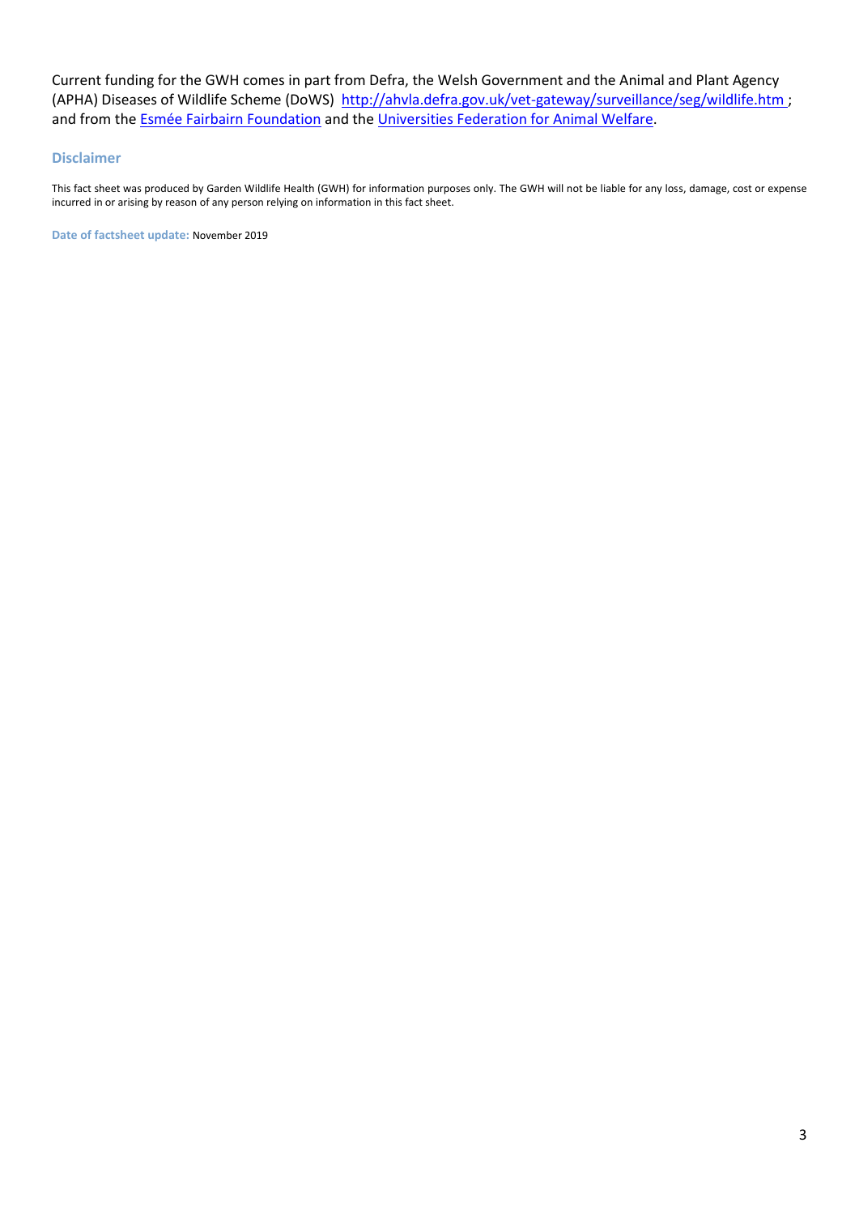Current funding for the GWH comes in part from Defra, the Welsh Government and the Animal and Plant Agency (APHA) Diseases of Wildlife Scheme (DoWS) http://ahvla.defra.gov.uk/vet-gateway/surveillance/seg/wildlife.htm ; and from the Esmée Fairbairn Foundation and the Universities Federation for Animal Welfare.

### Disclaimer

This fact sheet was produced by Garden Wildlife Health (GWH) for information purposes only. The GWH will not be liable for any loss, damage, cost or expense incurred in or arising by reason of any person relying on information in this fact sheet.

**Date of factsheet update:** November 2019